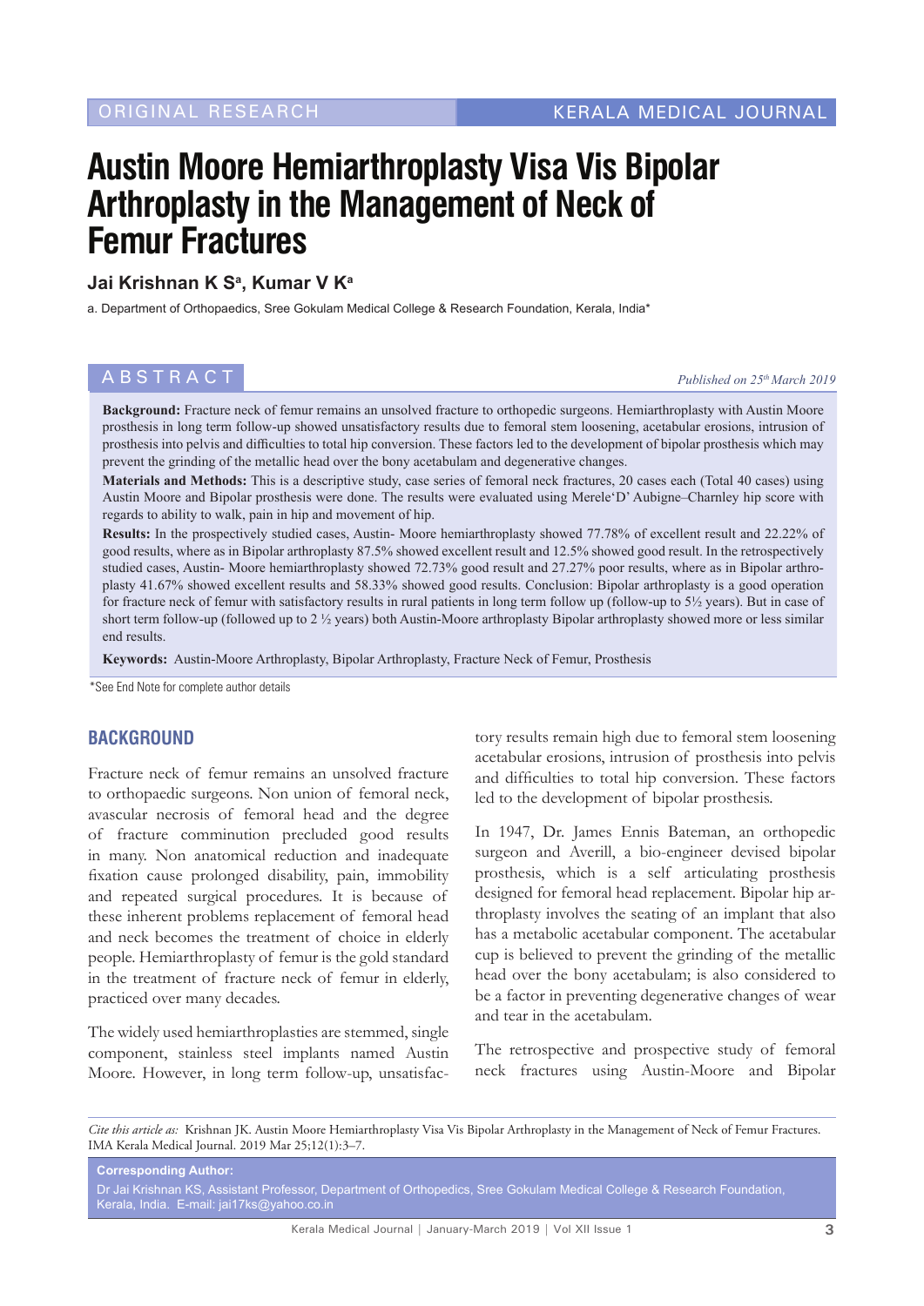ORIGINAL RESEARCH

# Austin Moore Hemiarthroplasty Visa Vis Bipolar Arthroplasty in the Management of Neck of Femur Fractures

**Jai Krishnan K S[a], Kumar V K[a]**

a. Department of Orthopaedics, Sree Gokulam Medical College & Research Foundation, Kerala, India*

## ABSTRACT

*Published on 25th March 2019*

**Background:** Fracture neck of femur remains an unsolved fracture to orthopedic surgeons. Hemiarthroplasty with Austin Moore prosthesis in long term follow-up showed unsatisfactory results due to femoral stem loosening, acetabular erosions, intrusion of prosthesis into pelvis and difficulties to total hip conversion. These factors led to the development of bipolar prosthesis which may prevent the grinding of the metallic head over the bony acetabulam and degenerative changes.

**Materials and Methods:** This is a descriptive study, case series of femoral neck fractures, 20 cases each (Total 40 cases) using Austin Moore and Bipolar prosthesis were done. The results were evaluated using Merele'D' Aubigne–Charnley hip score with regards to ability to walk, pain in hip and movement of hip.

**Results:** In the prospectively studied cases, Austin- Moore hemiarthroplasty showed 77.78% of excellent result and 22.22% of good results, where as in Bipolar arthroplasty 87.5% showed excellent result and 12.5% showed good result. In the retrospectively studied cases, Austin- Moore hemiarthroplasty showed 72.73% good result and 27.27% poor results, where as in Bipolar arthroplasty 41.67% showed excellent results and 58.33% showed good results. Conclusion: Bipolar arthroplasty is a good operation for fracture neck of femur with satisfactory results in rural patients in long term follow up (follow-up to 5½ years). But in case of short term follow-up (followed up to 2 ½ years) both Austin-Moore arthroplasty Bipolar arthroplasty showed more or less similar end results.

**Keywords:** Austin-Moore Arthroplasty, Bipolar Arthroplasty, Fracture Neck of Femur, Prosthesis

*See End Note for complete author details

## BACKGROUND

Fracture neck of femur remains an unsolved fracture to orthopaedic surgeons. Non union of femoral neck, avascular necrosis of femoral head and the degree of fracture comminution precluded good results in many. Non anatomical reduction and inadequate fixation cause prolonged disability, pain, immobility and repeated surgical procedures. It is because of these inherent problems replacement of femoral head and neck becomes the treatment of choice in elderly people. Hemiarthroplasty of femur is the gold standard in the treatment of fracture neck of femur in elderly, practiced over many decades.

The widely used hemiarthroplasties are stemmed, single component, stainless steel implants named Austin Moore. However, in long term follow-up, unsatisfactory results remain high due to femoral stem loosening acetabular erosions, intrusion of prosthesis into pelvis and difficulties to total hip conversion. These factors led to the development of bipolar prosthesis.

In 1947, Dr. James Ennis Bateman, an orthopedic surgeon and Averill, a bio-engineer devised bipolar prosthesis, which is a self articulating prosthesis designed for femoral head replacement. Bipolar hip arthroplasty involves the seating of an implant that also has a metabolic acetabular component. The acetabular cup is believed to prevent the grinding of the metallic head over the bony acetabulam; is also considered to be a factor in preventing degenerative changes of wear and tear in the acetabulam.

The retrospective and prospective study of femoral neck fractures using Austin-Moore and Bipolar

*Cite this article as:* Krishnan JK. Austin Moore Hemiarthroplasty Visa Vis Bipolar Arthroplasty in the Management of Neck of Femur Fractures. IMA Kerala Medical Journal. 2019 Mar 25;12(1):3–7.

**Corresponding Author:**
Dr Jai Krishnan KS, Assistant Professor, Department of Orthopedics, Sree Gokulam Medical College & Research Foundation, Kerala, India. E-mail: jai17ks@yahoo.co.in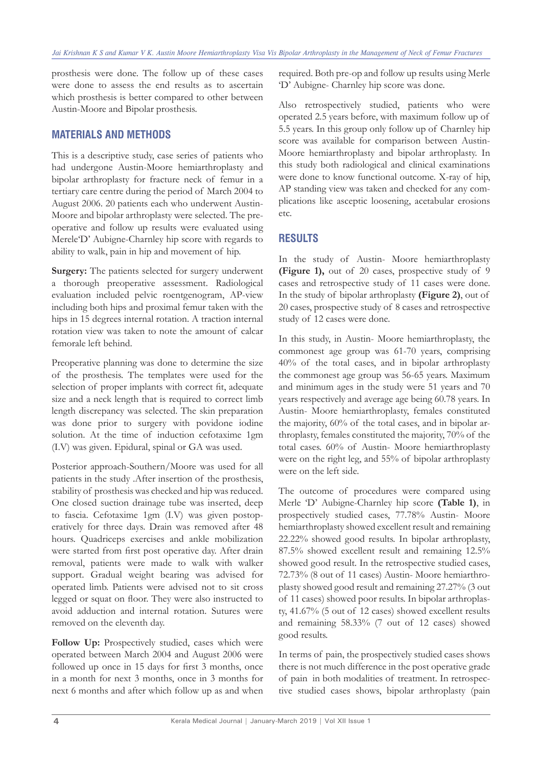prosthesis were done. The follow up of these cases were done to assess the end results as to ascertain which prosthesis is better compared to other between Austin-Moore and Bipolar prosthesis.

## MATERIALS AND METHODS

This is a descriptive study, case series of patients who had undergone Austin-Moore hemiarthroplasty and bipolar arthroplasty for fracture neck of femur in a tertiary care centre during the period of March 2004 to August 2006. 20 patients each who underwent Austin-Moore and bipolar arthroplasty were selected. The pre-operative and follow up results were evaluated using Merele'D' Aubigne-Charnley hip score with regards to ability to walk, pain in hip and movement of hip.

**Surgery:** The patients selected for surgery underwent a thorough preoperative assessment. Radiological evaluation included pelvic roentgenogram, AP-view including both hips and proximal femur taken with the hips in 15 degrees internal rotation. A traction internal rotation view was taken to note the amount of calcar femorale left behind.

Preoperative planning was done to determine the size of the prosthesis. The templates were used for the selection of proper implants with correct fit, adequate size and a neck length that is required to correct limb length discrepancy was selected. The skin preparation was done prior to surgery with povidone iodine solution. At the time of induction cefotaxime 1gm (I.V) was given. Epidural, spinal or GA was used.

Posterior approach-Southern/Moore was used for all patients in the study .After insertion of the prosthesis, stability of prosthesis was checked and hip was reduced. One closed suction drainage tube was inserted, deep to fascia. Cefotaxime 1gm (I.V) was given postoperatively for three days. Drain was removed after 48 hours. Quadriceps exercises and ankle mobilization were started from first post operative day. After drain removal, patients were made to walk with walker support. Gradual weight bearing was advised for operated limb. Patients were advised not to sit cross legged or squat on floor. They were also instructed to avoid adduction and internal rotation. Sutures were removed on the eleventh day.

**Follow Up:** Prospectively studied, cases which were operated between March 2004 and August 2006 were followed up once in 15 days for first 3 months, once in a month for next 3 months, once in 3 months for next 6 months and after which follow up as and when required. Both pre-op and follow up results using Merle 'D' Aubigne- Charnley hip score was done.

Also retrospectively studied, patients who were operated 2.5 years before, with maximum follow up of 5.5 years. In this group only follow up of Charnley hip score was available for comparison between Austin-Moore hemiarthroplasty and bipolar arthroplasty. In this study both radiological and clinical examinations were done to know functional outcome. X-ray of hip, AP standing view was taken and checked for any complications like asceptic loosening, acetabular erosions etc.

## RESULTS

In the study of Austin- Moore hemiarthroplasty **(Figure 1),** out of 20 cases, prospective study of 9 cases and retrospective study of 11 cases were done. In the study of bipolar arthroplasty **(Figure 2)**, out of 20 cases, prospective study of 8 cases and retrospective study of 12 cases were done.

In this study, in Austin- Moore hemiarthroplasty, the commonest age group was 61-70 years, comprising 40% of the total cases, and in bipolar arthroplasty the commonest age group was 56-65 years. Maximum and minimum ages in the study were 51 years and 70 years respectively and average age being 60.78 years. In Austin- Moore hemiarthroplasty, females constituted the majority, 60% of the total cases, and in bipolar arthroplasty, females constituted the majority, 70% of the total cases. 60% of Austin- Moore hemiarthroplasty were on the right leg, and 55% of bipolar arthroplasty were on the left side.

The outcome of procedures were compared using Merle 'D' Aubigne-Charnley hip score **(Table 1)**, in prospectively studied cases, 77.78% Austin- Moore hemiarthroplasty showed excellent result and remaining 22.22% showed good results. In bipolar arthroplasty, 87.5% showed excellent result and remaining 12.5% showed good result. In the retrospective studied cases, 72.73% (8 out of 11 cases) Austin- Moore hemiarthroplasty showed good result and remaining 27.27% (3 out of 11 cases) showed poor results. In bipolar arthroplasty, 41.67% (5 out of 12 cases) showed excellent results and remaining 58.33% (7 out of 12 cases) showed good results.

In terms of pain, the prospectively studied cases shows there is not much difference in the post operative grade of pain in both modalities of treatment. In retrospective studied cases shows, bipolar arthroplasty (pain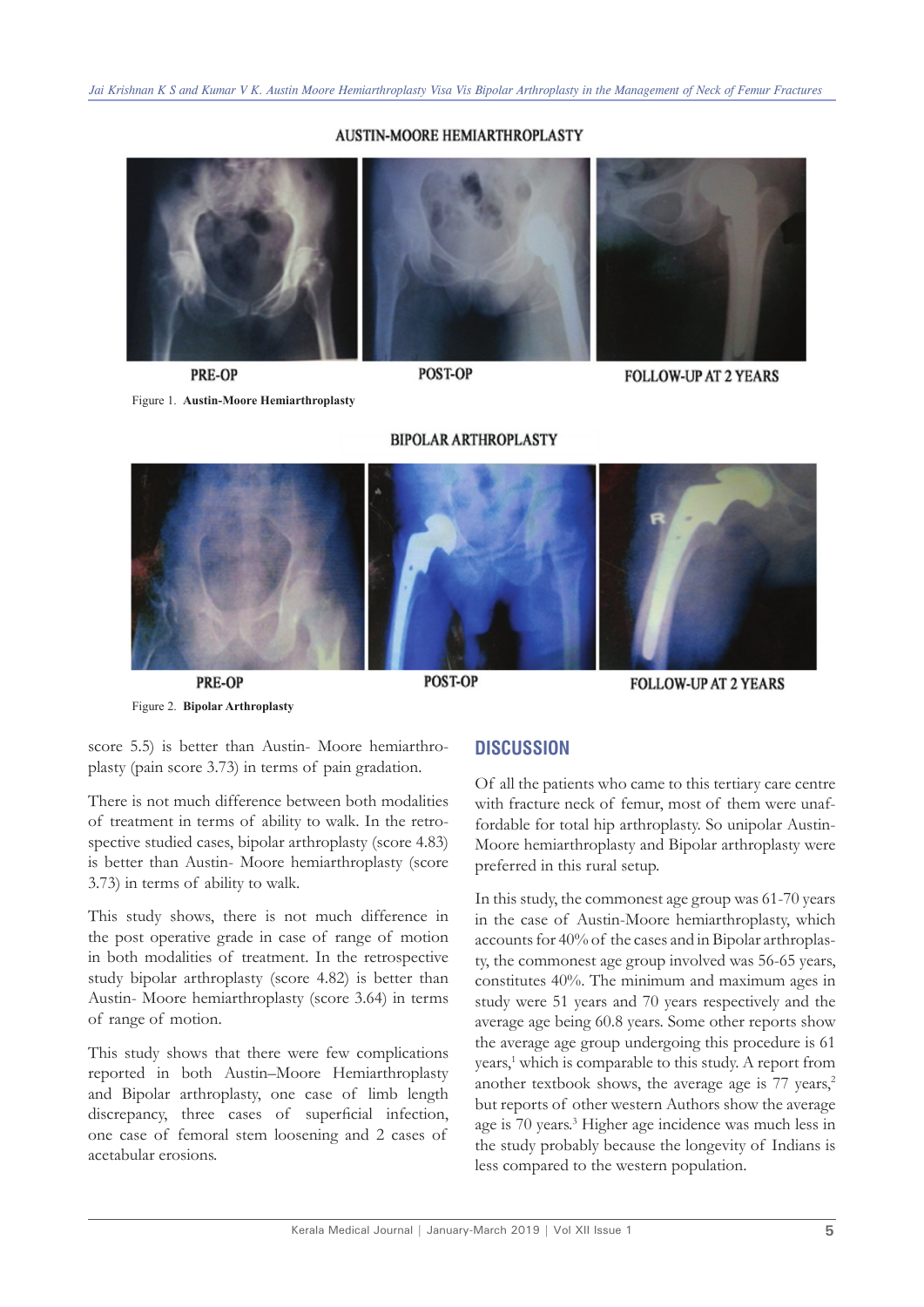AUSTIN-MOORE HEMIARTHROPLASTY

PRE-OP POST-OP FOLLOW-UP AT 2 YEARS

Figure 1. **Austin-Moore Hemiarthroplasty**

BIPOLAR ARTHROPLASTY

PRE-OP POST-OP FOLLOW-UP AT 2 YEARS

Figure 2. **Bipolar Arthroplasty**

score 5.5) is better than Austin- Moore hemiarthroplasty (pain score 3.73) in terms of pain gradation.

There is not much difference between both modalities of treatment in terms of ability to walk. In the retrospective studied cases, bipolar arthroplasty (score 4.83) is better than Austin- Moore hemiarthroplasty (score 3.73) in terms of ability to walk.

This study shows, there is not much difference in the post operative grade in case of range of motion in both modalities of treatment. In the retrospective study bipolar arthroplasty (score 4.82) is better than Austin- Moore hemiarthroplasty (score 3.64) in terms of range of motion.

This study shows that there were few complications reported in both Austin–Moore Hemiarthroplasty and Bipolar arthroplasty, one case of limb length discrepancy, three cases of superficial infection, one case of femoral stem loosening and 2 cases of acetabular erosions.

## DISCUSSION

Of all the patients who came to this tertiary care centre with fracture neck of femur, most of them were unaffordable for total hip arthroplasty. So unipolar Austin-Moore hemiarthroplasty and Bipolar arthroplasty were preferred in this rural setup.

In this study, the commonest age group was 61-70 years in the case of Austin-Moore hemiarthroplasty, which accounts for 40% of the cases and in Bipolar arthroplasty, the commonest age group involved was 56-65 years, constitutes 40%. The minimum and maximum ages in study were 51 years and 70 years respectively and the average age being 60.8 years. Some other reports show the average age group undergoing this procedure is 61 years,[1] which is comparable to this study. A report from another textbook shows, the average age is 77 years,[2] but reports of other western Authors show the average age is 70 years.[3] Higher age incidence was much less in the study probably because the longevity of Indians is less compared to the western population.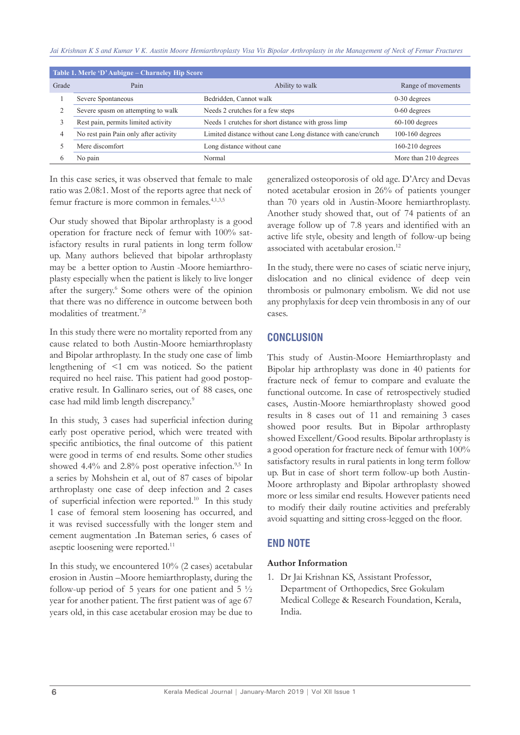**Table 1. Merle 'D' Aubigne – Charneley Hip Score**

| Grade | Pain | Ability to walk | Range of movements |
|---|---|---|---|
| 1 | Severe Spontaneous | Bedridden, Cannot walk | 0-30 degrees |
| 2 | Severe spasm on attempting to walk | Needs 2 crutches for a few steps | 0-60 degrees |
| 3 | Rest pain, permits limited activity | Needs 1 crutches for short distance with gross limp | 60-100 degrees |
| 4 | No rest pain Pain only after activity | Limited distance without cane Long distance with cane/crunch | 100-160 degrees |
| 5 | Mere discomfort | Long distance without cane | 160-210 degrees |
| 6 | No pain | Normal | More than 210 degrees |

In this case series, it was observed that female to male ratio was 2.08:1. Most of the reports agree that neck of femur fracture is more common in females.[4,1,3,5]

Our study showed that Bipolar arthroplasty is a good operation for fracture neck of femur with 100% satisfactory results in rural patients in long term follow up. Many authors believed that bipolar arthroplasty may be a better option to Austin -Moore hemiarthroplasty especially when the patient is likely to live longer after the surgery.[6] Some others were of the opinion that there was no difference in outcome between both modalities of treatment.[7,8]

In this study there were no mortality reported from any cause related to both Austin-Moore hemiarthroplasty and Bipolar arthroplasty. In the study one case of limb lengthening of <1 cm was noticed. So the patient required no heel raise. This patient had good postoperative result. In Gallinaro series, out of 88 cases, one case had mild limb length discrepancy.[9]

In this study, 3 cases had superficial infection during early post operative period, which were treated with specific antibiotics, the final outcome of this patient were good in terms of end results. Some other studies showed 4.4% and 2.8% post operative infection.[9,5] In a series by Mohshein et al, out of 87 cases of bipolar arthroplasty one case of deep infection and 2 cases of superficial infection were reported.[10] In this study 1 case of femoral stem loosening has occurred, and it was revised successfully with the longer stem and cement augmentation .In Bateman series, 6 cases of aseptic loosening were reported.[11]

In this study, we encountered 10% (2 cases) acetabular erosion in Austin –Moore hemiarthroplasty, during the follow-up period of 5 years for one patient and 5 ½ year for another patient. The first patient was of age 67 years old, in this case acetabular erosion may be due to generalized osteoporosis of old age. D'Arcy and Devas noted acetabular erosion in 26% of patients younger than 70 years old in Austin-Moore hemiarthroplasty. Another study showed that, out of 74 patients of an average follow up of 7.8 years and identified with an active life style, obesity and length of follow-up being associated with acetabular erosion.[12]

In the study, there were no cases of sciatic nerve injury, dislocation and no clinical evidence of deep vein thrombosis or pulmonary embolism. We did not use any prophylaxis for deep vein thrombosis in any of our cases.

## CONCLUSION

This study of Austin-Moore Hemiarthroplasty and Bipolar hip arthroplasty was done in 40 patients for fracture neck of femur to compare and evaluate the functional outcome. In case of retrospectively studied cases, Austin-Moore hemiarthroplasty showed good results in 8 cases out of 11 and remaining 3 cases showed poor results. But in Bipolar arthroplasty showed Excellent/Good results. Bipolar arthroplasty is a good operation for fracture neck of femur with 100% satisfactory results in rural patients in long term follow up. But in case of short term follow-up both Austin-Moore arthroplasty and Bipolar arthroplasty showed more or less similar end results. However patients need to modify their daily routine activities and preferably avoid squatting and sitting cross-legged on the floor.

## END NOTE

### Author Information

1. Dr Jai Krishnan KS, Assistant Professor, Department of Orthopedics, Sree Gokulam Medical College & Research Foundation, Kerala, India.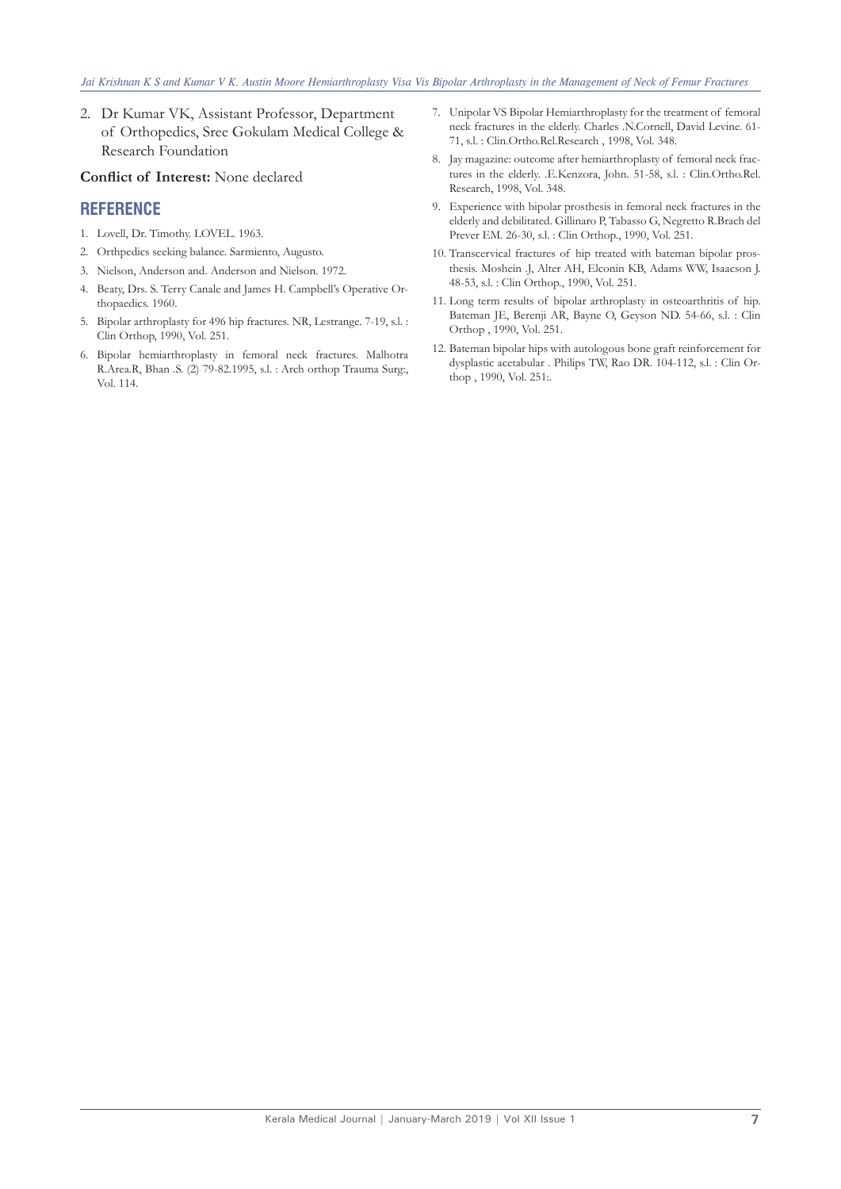2. Dr Kumar VK, Assistant Professor, Department of Orthopedics, Sree Gokulam Medical College & Research Foundation

**Conflict of Interest:** None declared

## REFERENCE

1. Lovell, Dr. Timothy. LOVEL. 1963.
2. Orthpedics seeking balance. Sarmiento, Augusto.
3. Nielson, Anderson and. Anderson and Nielson. 1972.
4. Beaty, Drs. S. Terry Canale and James H. Campbell's Operative Orthopaedics. 1960.
5. Bipolar arthroplasty for 496 hip fractures. NR, Lestrange. 7-19, s.l. : Clin Orthop, 1990, Vol. 251.
6. Bipolar hemiarthroplasty in femoral neck fractures. Malhotra R.Area.R, Bhan .S. (2) 79-82.1995, s.l. : Arch orthop Trauma Surg:, Vol. 114.
7. Unipolar VS Bipolar Hemiarthroplasty for the treatment of femoral neck fractures in the elderly. Charles .N.Cornell, David Levine. 61-71, s.l. : Clin.Ortho.Rel.Research , 1998, Vol. 348.
8. Jay magazine: outcome after hemiarthroplasty of femoral neck fractures in the elderly. .E.Kenzora, John. 51-58, s.l. : Clin.Ortho.Rel. Research, 1998, Vol. 348.
9. Experience with bipolar prosthesis in femoral neck fractures in the elderly and debilitated. Gillinaro P, Tabasso G, Negretto R.Brach del Prever EM. 26-30, s.l. : Clin Orthop., 1990, Vol. 251.
10. Transcervical fractures of hip treated with bateman bipolar prosthesis. Moshein .J, Alter AH, Elconin KB, Adams WW, Isaacson J. 48-53, s.l. : Clin Orthop., 1990, Vol. 251.
11. Long term results of bipolar arthroplasty in osteoarthritis of hip. Bateman JE, Berenji AR, Bayne O, Geyson ND. 54-66, s.l. : Clin Orthop , 1990, Vol. 251.
12. Bateman bipolar hips with autologous bone graft reinforcement for dysplastic acetabular . Philips TW, Rao DR. 104-112, s.l. : Clin Orthop , 1990, Vol. 251:.